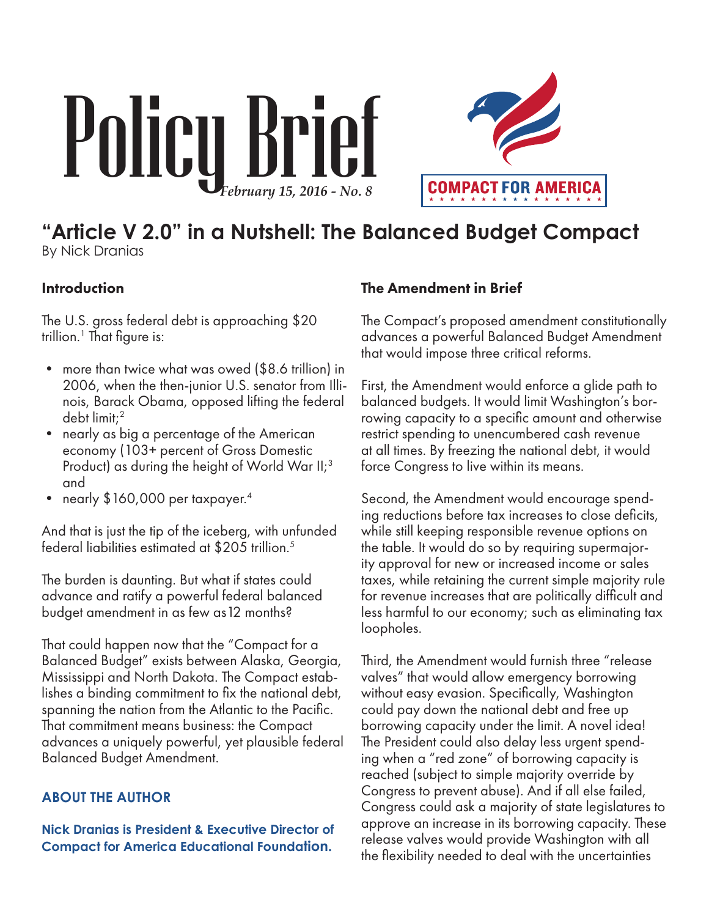# Policy Brief

*February 15, 2016 - No. 8*

COMPACT FOR AMERICA

## "Article V 2.0" in a Nutshell: The Balanced Budget Compact

By Nick Dranias

### Introduction

The U.S. gross federal debt is approaching $20 trillion.[1] That figure is:

- more than twice what was owed ($8.6 trillion) in 2006, when the then-junior U.S. senator from Illinois, Barack Obama, opposed lifting the federal debt limit;[2]
- nearly as big a percentage of the American economy (103+ percent of Gross Domestic Product) as during the height of World War II;[3] and
- nearly $160,000 per taxpayer.[4]

And that is just the tip of the iceberg, with unfunded federal liabilities estimated at $205 trillion.[5]

The burden is daunting. But what if states could advance and ratify a powerful federal balanced budget amendment in as few as 12 months?

That could happen now that the "Compact for a Balanced Budget" exists between Alaska, Georgia, Mississippi and North Dakota. The Compact establishes a binding commitment to fix the national debt, spanning the nation from the Atlantic to the Pacific. That commitment means business: the Compact advances a uniquely powerful, yet plausible federal Balanced Budget Amendment.

### ABOUT THE AUTHOR

**Nick Dranias is President & Executive Director of Compact for America Educational Foundation.**

### The Amendment in Brief

The Compact's proposed amendment constitutionally advances a powerful Balanced Budget Amendment that would impose three critical reforms.

First, the Amendment would enforce a glide path to balanced budgets. It would limit Washington's borrowing capacity to a specific amount and otherwise restrict spending to unencumbered cash revenue at all times. By freezing the national debt, it would force Congress to live within its means.

Second, the Amendment would encourage spending reductions before tax increases to close deficits, while still keeping responsible revenue options on the table. It would do so by requiring supermajority approval for new or increased income or sales taxes, while retaining the current simple majority rule for revenue increases that are politically difficult and less harmful to our economy; such as eliminating tax loopholes.

Third, the Amendment would furnish three "release valves" that would allow emergency borrowing without easy evasion. Specifically, Washington could pay down the national debt and free up borrowing capacity under the limit. A novel idea! The President could also delay less urgent spending when a "red zone" of borrowing capacity is reached (subject to simple majority override by Congress to prevent abuse). And if all else failed, Congress could ask a majority of state legislatures to approve an increase in its borrowing capacity. These release valves would provide Washington with all the flexibility needed to deal with the uncertainties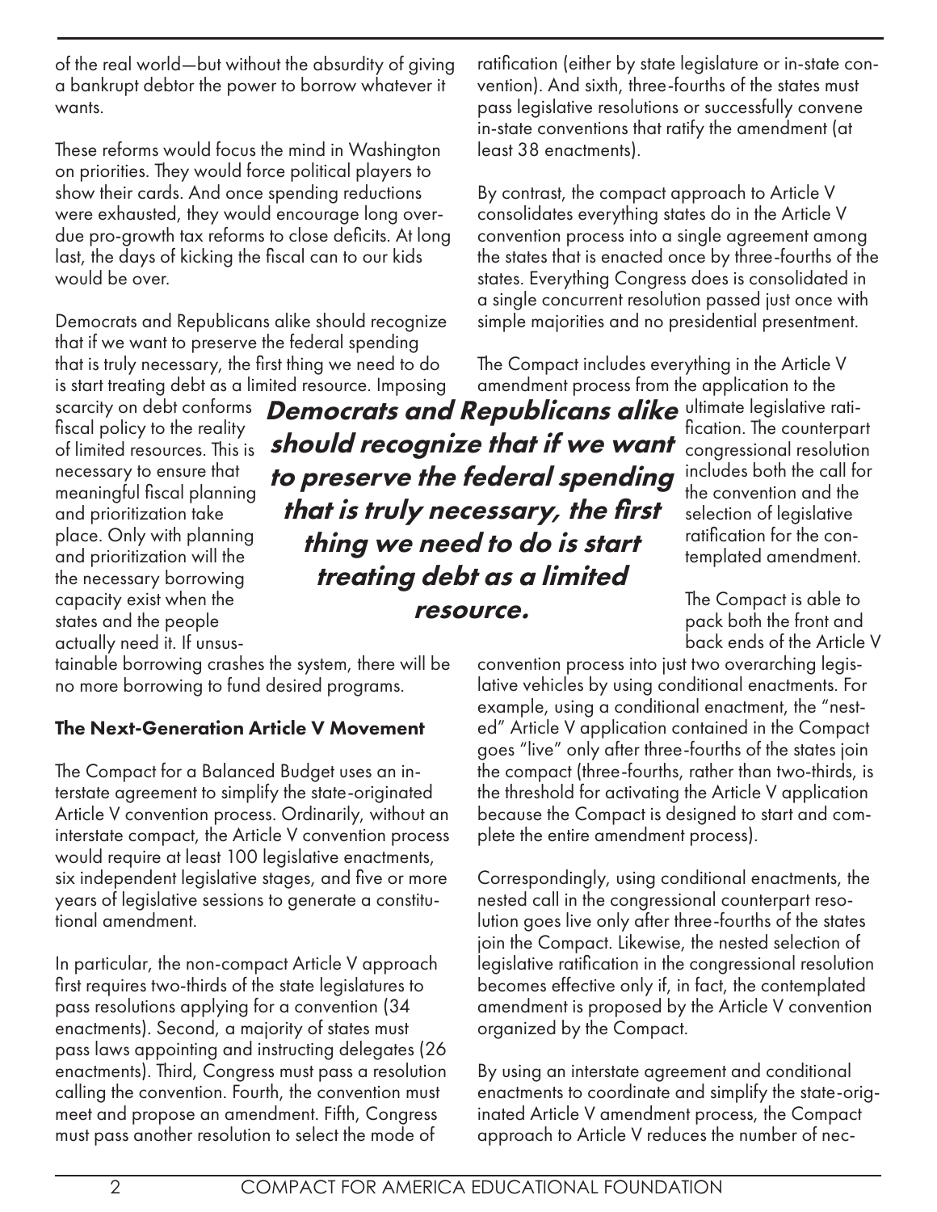of the real world—but without the absurdity of giving a bankrupt debtor the power to borrow whatever it wants.

These reforms would focus the mind in Washington on priorities. They would force political players to show their cards. And once spending reductions were exhausted, they would encourage long overdue pro-growth tax reforms to close deficits. At long last, the days of kicking the fiscal can to our kids would be over.

Democrats and Republicans alike should recognize that if we want to preserve the federal spending that is truly necessary, the first thing we need to do is start treating debt as a limited resource. Imposing scarcity on debt conforms fiscal policy to the reality of limited resources. This is necessary to ensure that meaningful fiscal planning and prioritization take place. Only with planning and prioritization will the the necessary borrowing capacity exist when the states and the people actually need it. If unsustainable borrowing crashes the system, there will be no more borrowing to fund desired programs.

***Democrats and Republicans alike should recognize that if we want to preserve the federal spending that is truly necessary, the first thing we need to do is start treating debt as a limited resource.***

### The Next-Generation Article V Movement

The Compact for a Balanced Budget uses an interstate agreement to simplify the state-originated Article V convention process. Ordinarily, without an interstate compact, the Article V convention process would require at least 100 legislative enactments, six independent legislative stages, and five or more years of legislative sessions to generate a constitutional amendment.

In particular, the non-compact Article V approach first requires two-thirds of the state legislatures to pass resolutions applying for a convention (34 enactments). Second, a majority of states must pass laws appointing and instructing delegates (26 enactments). Third, Congress must pass a resolution calling the convention. Fourth, the convention must meet and propose an amendment. Fifth, Congress must pass another resolution to select the mode of ratification (either by state legislature or in-state convention). And sixth, three-fourths of the states must pass legislative resolutions or successfully convene in-state conventions that ratify the amendment (at least 38 enactments).

By contrast, the compact approach to Article V consolidates everything states do in the Article V convention process into a single agreement among the states that is enacted once by three-fourths of the states. Everything Congress does is consolidated in a single concurrent resolution passed just once with simple majorities and no presidential presentment.

The Compact includes everything in the Article V amendment process from the application to the ultimate legislative ratification. The counterpart congressional resolution includes both the call for the convention and the selection of legislative ratification for the contemplated amendment.

The Compact is able to pack both the front and back ends of the Article V convention process into just two overarching legislative vehicles by using conditional enactments. For example, using a conditional enactment, the "nested" Article V application contained in the Compact goes "live" only after three-fourths of the states join the compact (three-fourths, rather than two-thirds, is the threshold for activating the Article V application because the Compact is designed to start and complete the entire amendment process).

Correspondingly, using conditional enactments, the nested call in the congressional counterpart resolution goes live only after three-fourths of the states join the Compact. Likewise, the nested selection of legislative ratification in the congressional resolution becomes effective only if, in fact, the contemplated amendment is proposed by the Article V convention organized by the Compact.

By using an interstate agreement and conditional enactments to coordinate and simplify the state-originated Article V amendment process, the Compact approach to Article V reduces the number of nec-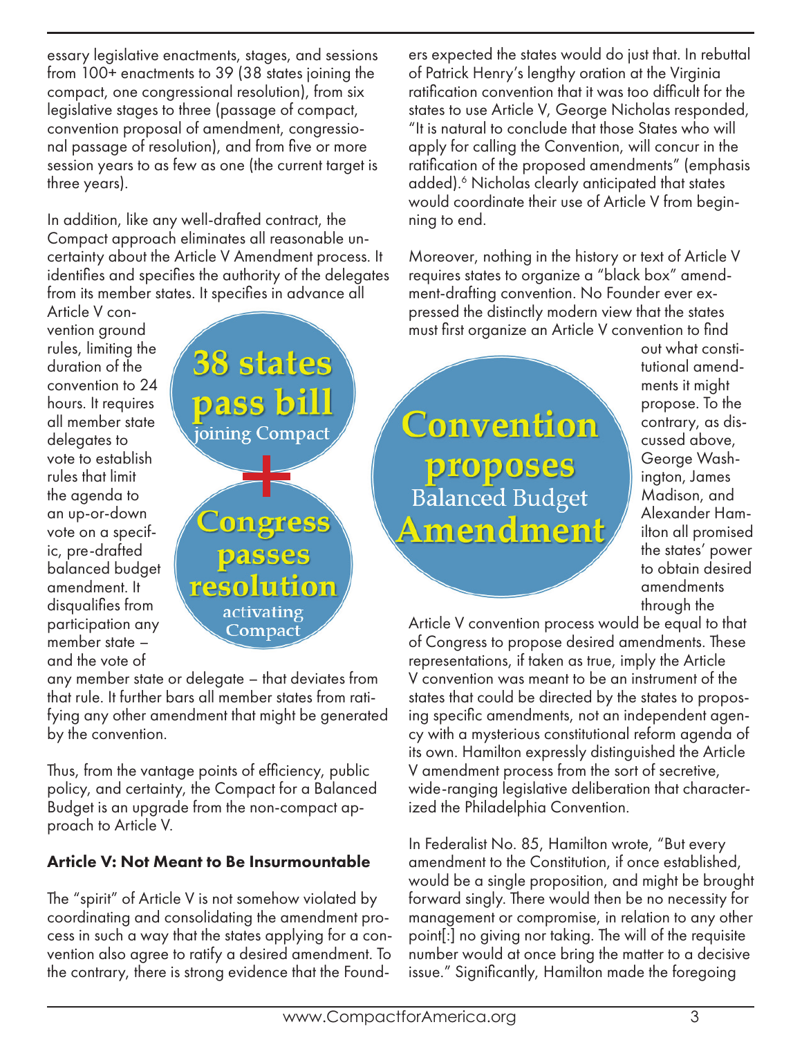essary legislative enactments, stages, and sessions from 100+ enactments to 39 (38 states joining the compact, one congressional resolution), from six legislative stages to three (passage of compact, convention proposal of amendment, congressional passage of resolution), and from five or more session years to as few as one (the current target is three years).

In addition, like any well-drafted contract, the Compact approach eliminates all reasonable uncertainty about the Article V Amendment process. It identifies and specifies the authority of the delegates from its member states. It specifies in advance all Article V convention ground rules, limiting the duration of the convention to 24 hours. It requires all member state delegates to vote to establish rules that limit the agenda to an up-or-down vote on a specific, pre-drafted balanced budget amendment. It disqualifies from participation any member state – and the vote of any member state or delegate – that deviates from that rule. It further bars all member states from ratifying any other amendment that might be generated by the convention.

**38 states pass bill** joining Compact

**+**

**Congress passes resolution** activating Compact

Thus, from the vantage points of efficiency, public policy, and certainty, the Compact for a Balanced Budget is an upgrade from the non-compact approach to Article V.

## Article V: Not Meant to Be Insurmountable

The "spirit" of Article V is not somehow violated by coordinating and consolidating the amendment process in such a way that the states applying for a convention also agree to ratify a desired amendment. To the contrary, there is strong evidence that the Founders expected the states would do just that. In rebuttal of Patrick Henry's lengthy oration at the Virginia ratification convention that it was too difficult for the states to use Article V, George Nicholas responded, "It is natural to conclude that those States who will apply for calling the Convention, will concur in the ratification of the proposed amendments" (emphasis added).[6] Nicholas clearly anticipated that states would coordinate their use of Article V from beginning to end.

Moreover, nothing in the history or text of Article V requires states to organize a "black box" amendment-drafting convention. No Founder ever expressed the distinctly modern view that the states must first organize an Article V convention to find out what constitutional amendments it might propose. To the contrary, as discussed above, George Washington, James Madison, and Alexander Hamilton all promised the states' power to obtain desired amendments through the Article V convention process would be equal to that of Congress to propose desired amendments. These representations, if taken as true, imply the Article V convention was meant to be an instrument of the states that could be directed by the states to proposing specific amendments, not an independent agency with a mysterious constitutional reform agenda of its own. Hamilton expressly distinguished the Article V amendment process from the sort of secretive, wide-ranging legislative deliberation that characterized the Philadelphia Convention.

**Convention proposes** Balanced Budget **Amendment**

In Federalist No. 85, Hamilton wrote, "But every amendment to the Constitution, if once established, would be a single proposition, and might be brought forward singly. There would then be no necessity for management or compromise, in relation to any other point[:] no giving nor taking. The will of the requisite number would at once bring the matter to a decisive issue." Significantly, Hamilton made the foregoing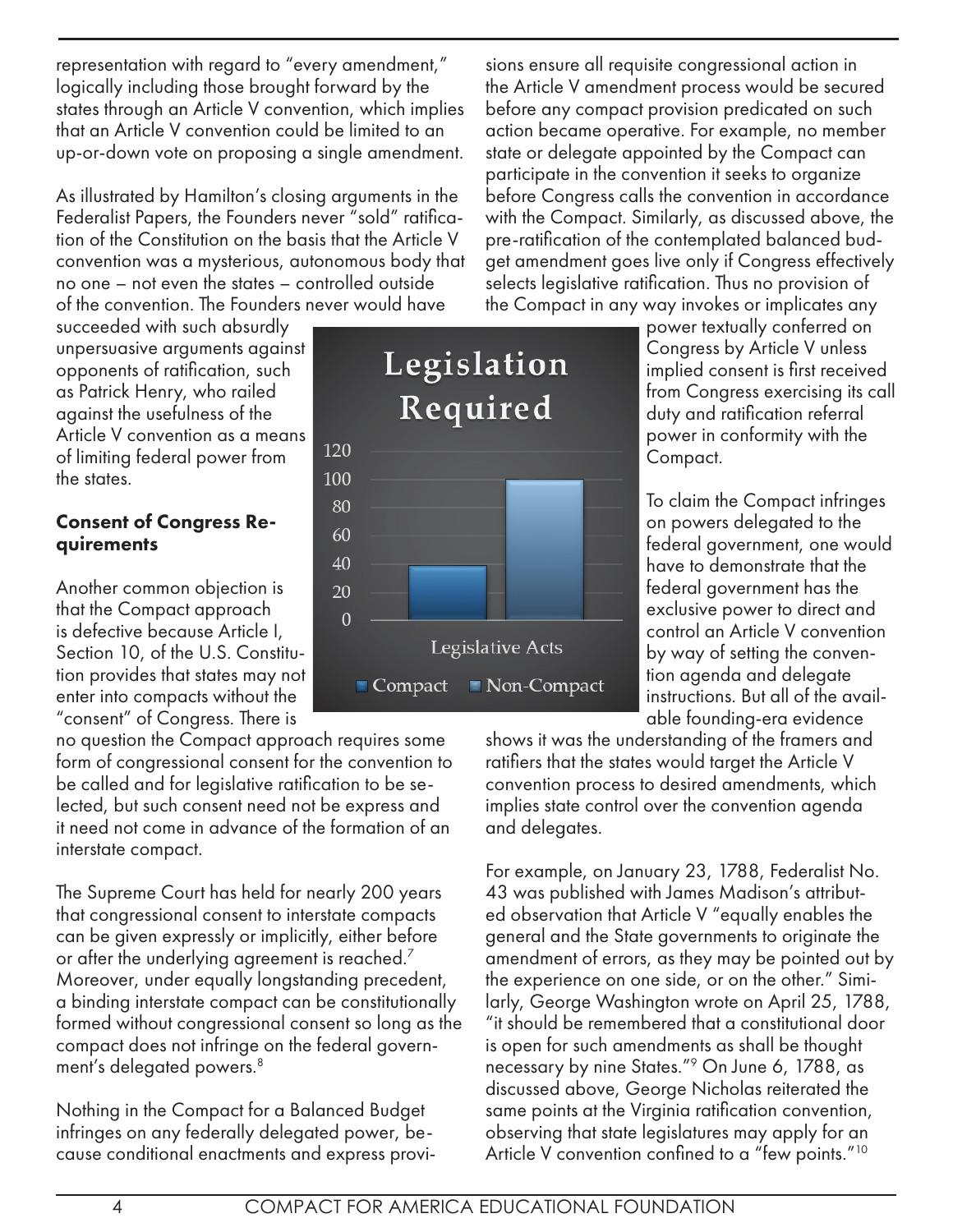representation with regard to "every amendment," logically including those brought forward by the states through an Article V convention, which implies that an Article V convention could be limited to an up-or-down vote on proposing a single amendment.

As illustrated by Hamilton's closing arguments in the Federalist Papers, the Founders never "sold" ratification of the Constitution on the basis that the Article V convention was a mysterious, autonomous body that no one – not even the states – controlled outside of the convention. The Founders never would have succeeded with such absurdly unpersuasive arguments against opponents of ratification, such as Patrick Henry, who railed against the usefulness of the Article V convention as a means of limiting federal power from the states.

**Consent of Congress Requirements**

Another common objection is that the Compact approach is defective because Article I, Section 10, of the U.S. Constitution provides that states may not enter into compacts without the "consent" of Congress. There is no question the Compact approach requires some form of congressional consent for the convention to be called and for legislative ratification to be selected, but such consent need not be express and it need not come in advance of the formation of an interstate compact.

The Supreme Court has held for nearly 200 years that congressional consent to interstate compacts can be given expressly or implicitly, either before or after the underlying agreement is reached.[7] Moreover, under equally longstanding precedent, a binding interstate compact can be constitutionally formed without congressional consent so long as the compact does not infringe on the federal government's delegated powers.[8]

Nothing in the Compact for a Balanced Budget infringes on any federally delegated power, because conditional enactments and express provisions ensure all requisite congressional action in the Article V amendment process would be secured before any compact provision predicated on such action became operative. For example, no member state or delegate appointed by the Compact can participate in the convention it seeks to organize before Congress calls the convention in accordance with the Compact. Similarly, as discussed above, the pre-ratification of the contemplated balanced budget amendment goes live only if Congress effectively selects legislative ratification. Thus no provision of the Compact in any way invokes or implicates any power textually conferred on Congress by Article V unless implied consent is first received from Congress exercising its call duty and ratification referral power in conformity with the Compact.

**Legislation Required**

| Legislative Acts | Value |
|---|---|
| Compact | ~38 |
| Non-Compact | ~100 |

To claim the Compact infringes on powers delegated to the federal government, one would have to demonstrate that the federal government has the exclusive power to direct and control an Article V convention by way of setting the convention agenda and delegate instructions. But all of the available founding-era evidence shows it was the understanding of the framers and ratifiers that the states would target the Article V convention process to desired amendments, which implies state control over the convention agenda and delegates.

For example, on January 23, 1788, Federalist No. 43 was published with James Madison's attributed observation that Article V "equally enables the general and the State governments to originate the amendment of errors, as they may be pointed out by the experience on one side, or on the other." Similarly, George Washington wrote on April 25, 1788, "it should be remembered that a constitutional door is open for such amendments as shall be thought necessary by nine States."[9] On June 6, 1788, as discussed above, George Nicholas reiterated the same points at the Virginia ratification convention, observing that state legislatures may apply for an Article V convention confined to a "few points."[10]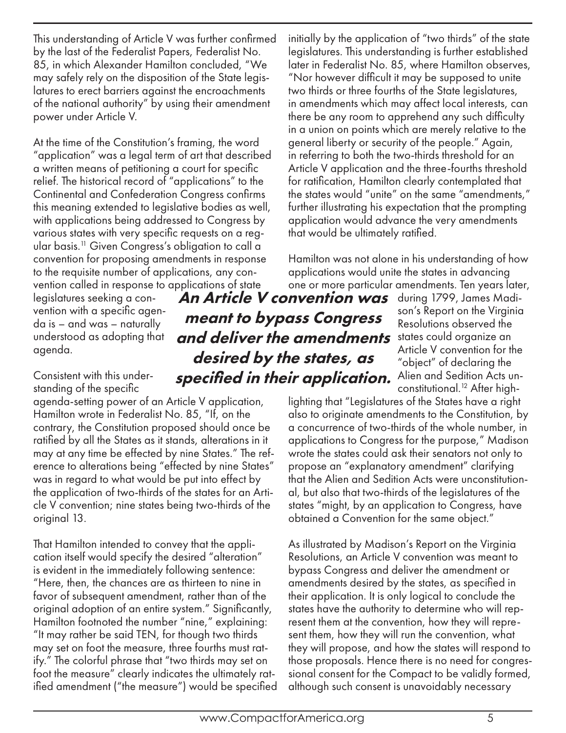This understanding of Article V was further confirmed by the last of the Federalist Papers, Federalist No. 85, in which Alexander Hamilton concluded, "We may safely rely on the disposition of the State legislatures to erect barriers against the encroachments of the national authority" by using their amendment power under Article V.

At the time of the Constitution's framing, the word "application" was a legal term of art that described a written means of petitioning a court for specific relief. The historical record of "applications" to the Continental and Confederation Congress confirms this meaning extended to legislative bodies as well, with applications being addressed to Congress by various states with very specific requests on a regular basis.[11] Given Congress's obligation to call a convention for proposing amendments in response to the requisite number of applications, any convention called in response to applications of state legislatures seeking a convention with a specific agenda is – and was – naturally understood as adopting that agenda.

**_An Article V convention was meant to bypass Congress and deliver the amendments desired by the states, as specified in their application._**

Consistent with this understanding of the specific agenda-setting power of an Article V application, Hamilton wrote in Federalist No. 85, "If, on the contrary, the Constitution proposed should once be ratified by all the States as it stands, alterations in it may at any time be effected by nine States." The reference to alterations being "effected by nine States" was in regard to what would be put into effect by the application of two-thirds of the states for an Article V convention; nine states being two-thirds of the original 13.

That Hamilton intended to convey that the application itself would specify the desired "alteration" is evident in the immediately following sentence: "Here, then, the chances are as thirteen to nine in favor of subsequent amendment, rather than of the original adoption of an entire system." Significantly, Hamilton footnoted the number "nine," explaining: "It may rather be said TEN, for though two thirds may set on foot the measure, three fourths must ratify." The colorful phrase that "two thirds may set on foot the measure" clearly indicates the ultimately ratified amendment ("the measure") would be specified initially by the application of "two thirds" of the state legislatures. This understanding is further established later in Federalist No. 85, where Hamilton observes, "Nor however difficult it may be supposed to unite two thirds or three fourths of the State legislatures, in amendments which may affect local interests, can there be any room to apprehend any such difficulty in a union on points which are merely relative to the general liberty or security of the people." Again, in referring to both the two-thirds threshold for an Article V application and the three-fourths threshold for ratification, Hamilton clearly contemplated that the states would "unite" on the same "amendments," further illustrating his expectation that the prompting application would advance the very amendments that would be ultimately ratified.

Hamilton was not alone in his understanding of how applications would unite the states in advancing one or more particular amendments. Ten years later, during 1799, James Madison's Report on the Virginia Resolutions observed the states could organize an Article V convention for the "object" of declaring the Alien and Sedition Acts unconstitutional.[12] After highlighting that "Legislatures of the States have a right also to originate amendments to the Constitution, by a concurrence of two-thirds of the whole number, in applications to Congress for the purpose," Madison wrote the states could ask their senators not only to propose an "explanatory amendment" clarifying that the Alien and Sedition Acts were unconstitutional, but also that two-thirds of the legislatures of the states "might, by an application to Congress, have obtained a Convention for the same object."

As illustrated by Madison's Report on the Virginia Resolutions, an Article V convention was meant to bypass Congress and deliver the amendment or amendments desired by the states, as specified in their application. It is only logical to conclude the states have the authority to determine who will represent them at the convention, how they will represent them, how they will run the convention, what they will propose, and how the states will respond to those proposals. Hence there is no need for congressional consent for the Compact to be validly formed, although such consent is unavoidably necessary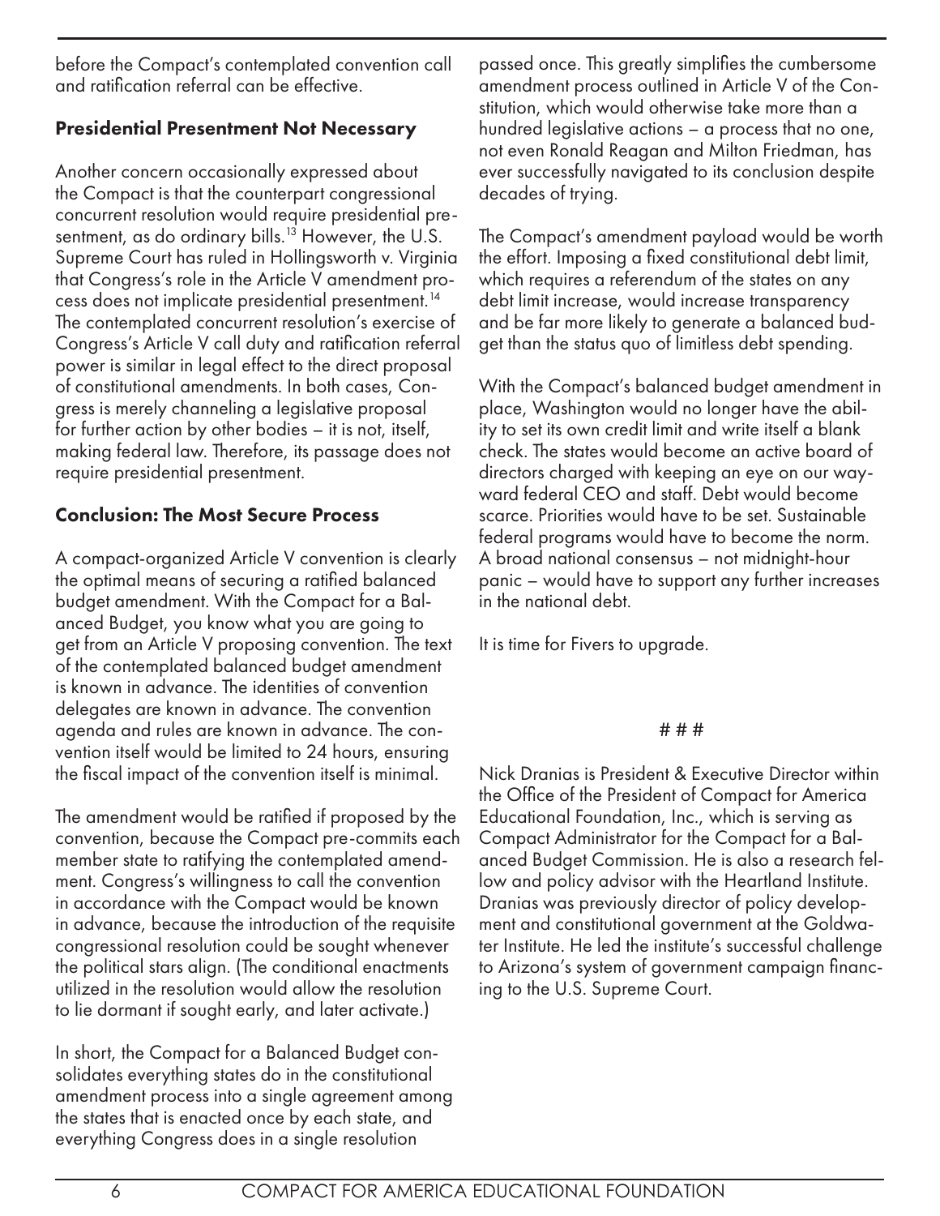before the Compact's contemplated convention call and ratification referral can be effective.

### Presidential Presentment Not Necessary

Another concern occasionally expressed about the Compact is that the counterpart congressional concurrent resolution would require presidential presentment, as do ordinary bills.[13] However, the U.S. Supreme Court has ruled in Hollingsworth v. Virginia that Congress's role in the Article V amendment process does not implicate presidential presentment.[14] The contemplated concurrent resolution's exercise of Congress's Article V call duty and ratification referral power is similar in legal effect to the direct proposal of constitutional amendments. In both cases, Congress is merely channeling a legislative proposal for further action by other bodies – it is not, itself, making federal law. Therefore, its passage does not require presidential presentment.

### Conclusion: The Most Secure Process

A compact-organized Article V convention is clearly the optimal means of securing a ratified balanced budget amendment. With the Compact for a Balanced Budget, you know what you are going to get from an Article V proposing convention. The text of the contemplated balanced budget amendment is known in advance. The identities of convention delegates are known in advance. The convention agenda and rules are known in advance. The convention itself would be limited to 24 hours, ensuring the fiscal impact of the convention itself is minimal.

The amendment would be ratified if proposed by the convention, because the Compact pre-commits each member state to ratifying the contemplated amendment. Congress's willingness to call the convention in accordance with the Compact would be known in advance, because the introduction of the requisite congressional resolution could be sought whenever the political stars align. (The conditional enactments utilized in the resolution would allow the resolution to lie dormant if sought early, and later activate.)

In short, the Compact for a Balanced Budget consolidates everything states do in the constitutional amendment process into a single agreement among the states that is enacted once by each state, and everything Congress does in a single resolution passed once. This greatly simplifies the cumbersome amendment process outlined in Article V of the Constitution, which would otherwise take more than a hundred legislative actions – a process that no one, not even Ronald Reagan and Milton Friedman, has ever successfully navigated to its conclusion despite decades of trying.

The Compact's amendment payload would be worth the effort. Imposing a fixed constitutional debt limit, which requires a referendum of the states on any debt limit increase, would increase transparency and be far more likely to generate a balanced budget than the status quo of limitless debt spending.

With the Compact's balanced budget amendment in place, Washington would no longer have the ability to set its own credit limit and write itself a blank check. The states would become an active board of directors charged with keeping an eye on our wayward federal CEO and staff. Debt would become scarce. Priorities would have to be set. Sustainable federal programs would have to become the norm. A broad national consensus – not midnight-hour panic – would have to support any further increases in the national debt.

It is time for Fivers to upgrade.

# # #

Nick Dranias is President & Executive Director within the Office of the President of Compact for America Educational Foundation, Inc., which is serving as Compact Administrator for the Compact for a Balanced Budget Commission. He is also a research fellow and policy advisor with the Heartland Institute. Dranias was previously director of policy development and constitutional government at the Goldwater Institute. He led the institute's successful challenge to Arizona's system of government campaign financing to the U.S. Supreme Court.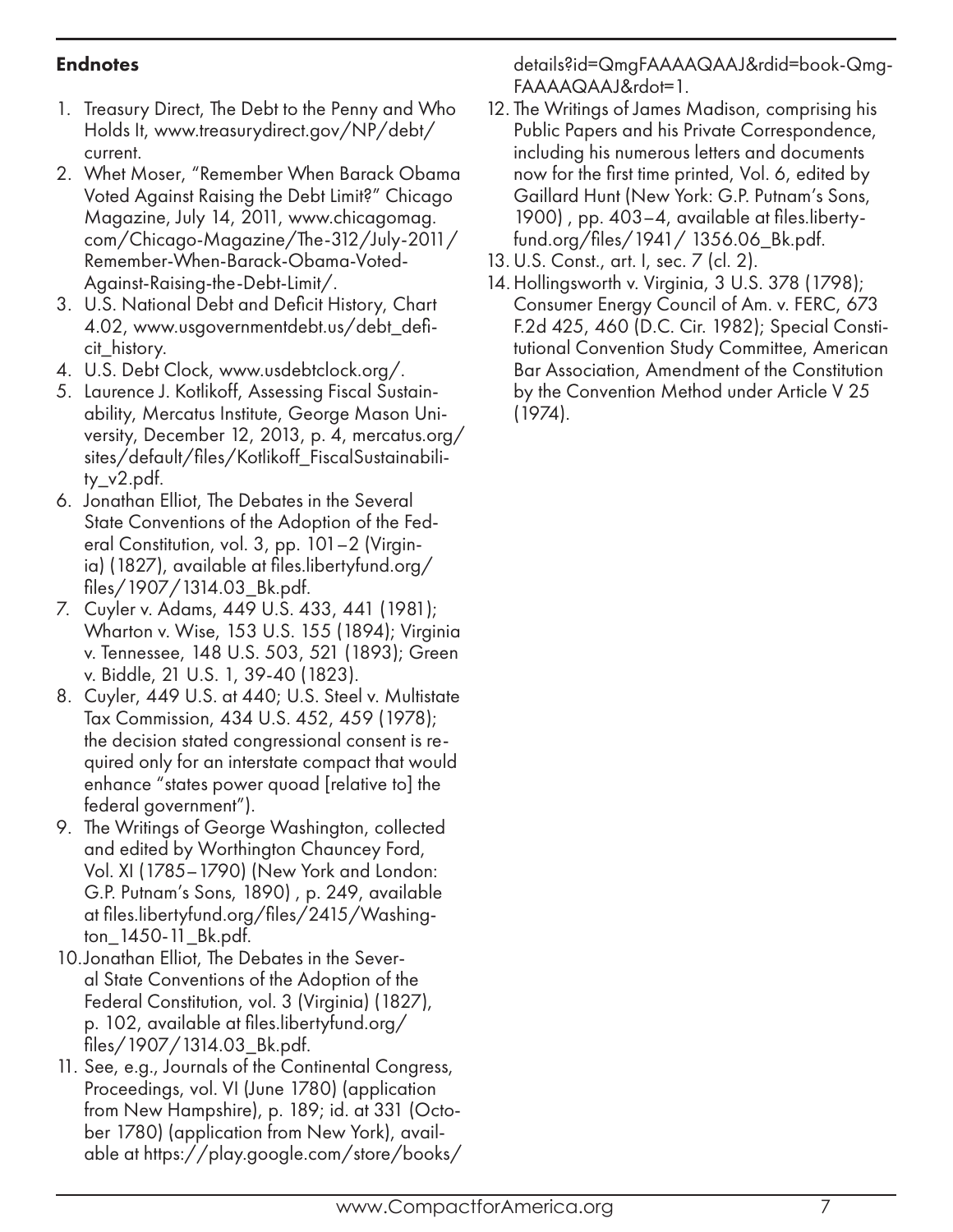**Endnotes**

1. Treasury Direct, The Debt to the Penny and Who Holds It, www.treasurydirect.gov/NP/debt/current.
2. Whet Moser, "Remember When Barack Obama Voted Against Raising the Debt Limit?" Chicago Magazine, July 14, 2011, www.chicagomag.com/Chicago-Magazine/The-312/July-2011/Remember-When-Barack-Obama-Voted-Against-Raising-the-Debt-Limit/.
3. U.S. National Debt and Deficit History, Chart 4.02, www.usgovernmentdebt.us/debt_deficit_history.
4. U.S. Debt Clock, www.usdebtclock.org/.
5. Laurence J. Kotlikoff, Assessing Fiscal Sustainability, Mercatus Institute, George Mason University, December 12, 2013, p. 4, mercatus.org/sites/default/files/Kotlikoff_FiscalSustainability_v2.pdf.
6. Jonathan Elliot, The Debates in the Several State Conventions of the Adoption of the Federal Constitution, vol. 3, pp. 101–2 (Virginia) (1827), available at files.libertyfund.org/files/1907/1314.03_Bk.pdf.
7. Cuyler v. Adams, 449 U.S. 433, 441 (1981); Wharton v. Wise, 153 U.S. 155 (1894); Virginia v. Tennessee, 148 U.S. 503, 521 (1893); Green v. Biddle, 21 U.S. 1, 39-40 (1823).
8. Cuyler, 449 U.S. at 440; U.S. Steel v. Multistate Tax Commission, 434 U.S. 452, 459 (1978); the decision stated congressional consent is required only for an interstate compact that would enhance "states power quoad [relative to] the federal government").
9. The Writings of George Washington, collected and edited by Worthington Chauncey Ford, Vol. XI (1785–1790) (New York and London: G.P. Putnam's Sons, 1890) , p. 249, available at files.libertyfund.org/files/2415/Washington_1450-11_Bk.pdf.
10. Jonathan Elliot, The Debates in the Several State Conventions of the Adoption of the Federal Constitution, vol. 3 (Virginia) (1827), p. 102, available at files.libertyfund.org/files/1907/1314.03_Bk.pdf.
11. See, e.g., Journals of the Continental Congress, Proceedings, vol. VI (June 1780) (application from New Hampshire), p. 189; id. at 331 (October 1780) (application from New York), available at https://play.google.com/store/books/details?id=QmgFAAAAQAAJ&rdid=book-QmgFAAAAQAAJ&rdot=1.
12. The Writings of James Madison, comprising his Public Papers and his Private Correspondence, including his numerous letters and documents now for the first time printed, Vol. 6, edited by Gaillard Hunt (New York: G.P. Putnam's Sons, 1900) , pp. 403–4, available at files.libertyfund.org/files/1941/ 1356.06_Bk.pdf.
13. U.S. Const., art. I, sec. 7 (cl. 2).
14. Hollingsworth v. Virginia, 3 U.S. 378 (1798); Consumer Energy Council of Am. v. FERC, 673 F.2d 425, 460 (D.C. Cir. 1982); Special Constitutional Convention Study Committee, American Bar Association, Amendment of the Constitution by the Convention Method under Article V 25 (1974).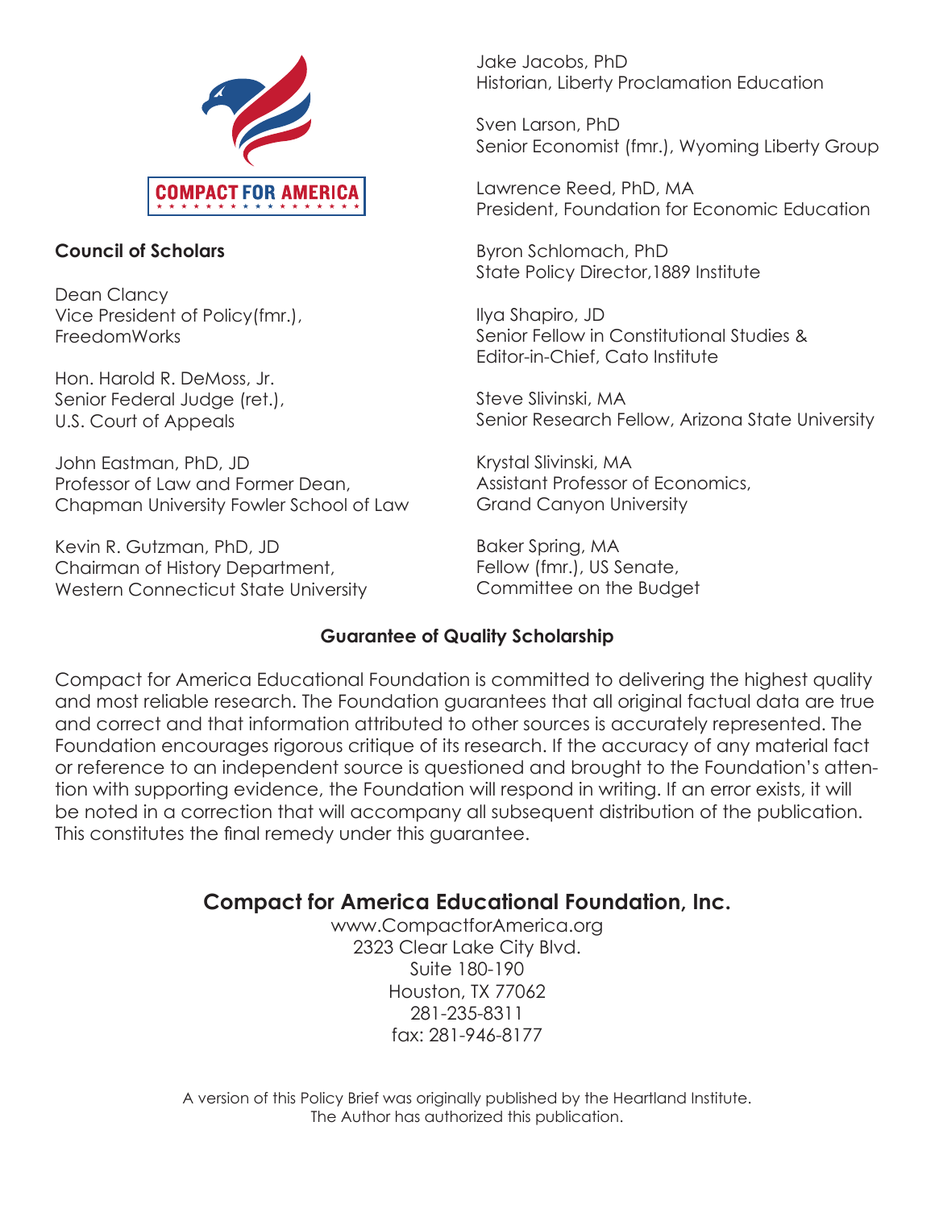COMPACT FOR AMERICA

## Council of Scholars

Dean Clancy
Vice President of Policy(fmr.), FreedomWorks

Hon. Harold R. DeMoss, Jr.
Senior Federal Judge (ret.), U.S. Court of Appeals

John Eastman, PhD, JD
Professor of Law and Former Dean, Chapman University Fowler School of Law

Kevin R. Gutzman, PhD, JD
Chairman of History Department, Western Connecticut State University

Jake Jacobs, PhD
Historian, Liberty Proclamation Education

Sven Larson, PhD
Senior Economist (fmr.), Wyoming Liberty Group

Lawrence Reed, PhD, MA
President, Foundation for Economic Education

Byron Schlomach, PhD
State Policy Director,1889 Institute

Ilya Shapiro, JD
Senior Fellow in Constitutional Studies & Editor-in-Chief, Cato Institute

Steve Slivinski, MA
Senior Research Fellow, Arizona State University

Krystal Slivinski, MA
Assistant Professor of Economics, Grand Canyon University

Baker Spring, MA
Fellow (fmr.), US Senate, Committee on the Budget

## Guarantee of Quality Scholarship

Compact for America Educational Foundation is committed to delivering the highest quality and most reliable research. The Foundation guarantees that all original factual data are true and correct and that information attributed to other sources is accurately represented. The Foundation encourages rigorous critique of its research. If the accuracy of any material fact or reference to an independent source is questioned and brought to the Foundation's attention with supporting evidence, the Foundation will respond in writing. If an error exists, it will be noted in a correction that will accompany all subsequent distribution of the publication. This constitutes the final remedy under this guarantee.

## Compact for America Educational Foundation, Inc.

www.CompactforAmerica.org
2323 Clear Lake City Blvd.
Suite 180-190
Houston, TX 77062
281-235-8311
fax: 281-946-8177

A version of this Policy Brief was originally published by the Heartland Institute.
The Author has authorized this publication.